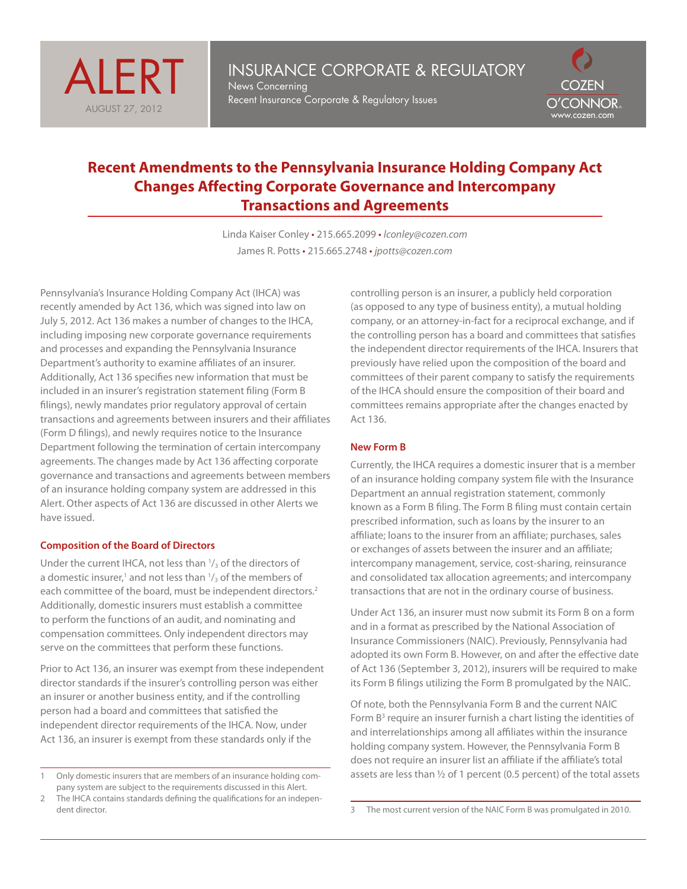# ALERT

AUGUST 27, 2012

INSURANCE CORPORATE & REGULATORY
News Concerning
Recent Insurance Corporate & Regulatory Issues

COZEN O'CONNOR
www.cozen.com

## Recent Amendments to the Pennsylvania Insurance Holding Company Act Changes Affecting Corporate Governance and Intercompany Transactions and Agreements

Linda Kaiser Conley • 215.665.2099 • *lconley@cozen.com*
James R. Potts • 215.665.2748 • *jpotts@cozen.com*

Pennsylvania's Insurance Holding Company Act (IHCA) was recently amended by Act 136, which was signed into law on July 5, 2012. Act 136 makes a number of changes to the IHCA, including imposing new corporate governance requirements and processes and expanding the Pennsylvania Insurance Department's authority to examine affiliates of an insurer. Additionally, Act 136 specifies new information that must be included in an insurer's registration statement filing (Form B filings), newly mandates prior regulatory approval of certain transactions and agreements between insurers and their affiliates (Form D filings), and newly requires notice to the Insurance Department following the termination of certain intercompany agreements. The changes made by Act 136 affecting corporate governance and transactions and agreements between members of an insurance holding company system are addressed in this Alert. Other aspects of Act 136 are discussed in other Alerts we have issued.

### Composition of the Board of Directors

Under the current IHCA, not less than 1/3 of the directors of a domestic insurer,[1] and not less than 1/3 of the members of each committee of the board, must be independent directors.[2] Additionally, domestic insurers must establish a committee to perform the functions of an audit, and nominating and compensation committees. Only independent directors may serve on the committees that perform these functions.

Prior to Act 136, an insurer was exempt from these independent director standards if the insurer's controlling person was either an insurer or another business entity, and if the controlling person had a board and committees that satisfied the independent director requirements of the IHCA. Now, under Act 136, an insurer is exempt from these standards only if the controlling person is an insurer, a publicly held corporation (as opposed to any type of business entity), a mutual holding company, or an attorney-in-fact for a reciprocal exchange, and if the controlling person has a board and committees that satisfies the independent director requirements of the IHCA. Insurers that previously have relied upon the composition of the board and committees of their parent company to satisfy the requirements of the IHCA should ensure the composition of their board and committees remains appropriate after the changes enacted by Act 136.

### New Form B

Currently, the IHCA requires a domestic insurer that is a member of an insurance holding company system file with the Insurance Department an annual registration statement, commonly known as a Form B filing. The Form B filing must contain certain prescribed information, such as loans by the insurer to an affiliate; loans to the insurer from an affiliate; purchases, sales or exchanges of assets between the insurer and an affiliate; intercompany management, service, cost-sharing, reinsurance and consolidated tax allocation agreements; and intercompany transactions that are not in the ordinary course of business.

Under Act 136, an insurer must now submit its Form B on a form and in a format as prescribed by the National Association of Insurance Commissioners (NAIC). Previously, Pennsylvania had adopted its own Form B. However, on and after the effective date of Act 136 (September 3, 2012), insurers will be required to make its Form B filings utilizing the Form B promulgated by the NAIC.

Of note, both the Pennsylvania Form B and the current NAIC Form B[3] require an insurer furnish a chart listing the identities of and interrelationships among all affiliates within the insurance holding company system. However, the Pennsylvania Form B does not require an insurer list an affiliate if the affiliate's total assets are less than ½ of 1 percent (0.5 percent) of the total assets

---

1 Only domestic insurers that are members of an insurance holding company system are subject to the requirements discussed in this Alert.

2 The IHCA contains standards defining the qualifications for an independent director.

3 The most current version of the NAIC Form B was promulgated in 2010.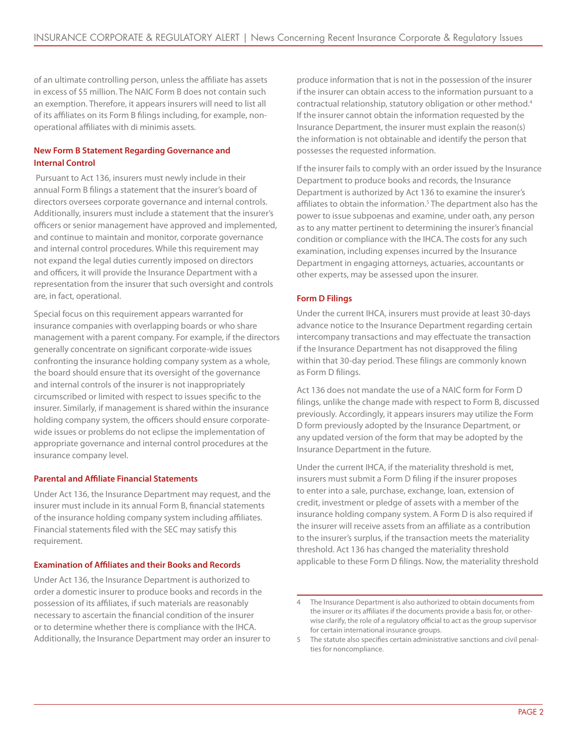of an ultimate controlling person, unless the affiliate has assets in excess of $5 million. The NAIC Form B does not contain such an exemption. Therefore, it appears insurers will need to list all of its affiliates on its Form B filings including, for example, non-operational affiliates with di minimis assets.

### New Form B Statement Regarding Governance and Internal Control

Pursuant to Act 136, insurers must newly include in their annual Form B filings a statement that the insurer's board of directors oversees corporate governance and internal controls. Additionally, insurers must include a statement that the insurer's officers or senior management have approved and implemented, and continue to maintain and monitor, corporate governance and internal control procedures. While this requirement may not expand the legal duties currently imposed on directors and officers, it will provide the Insurance Department with a representation from the insurer that such oversight and controls are, in fact, operational.

Special focus on this requirement appears warranted for insurance companies with overlapping boards or who share management with a parent company. For example, if the directors generally concentrate on significant corporate-wide issues confronting the insurance holding company system as a whole, the board should ensure that its oversight of the governance and internal controls of the insurer is not inappropriately circumscribed or limited with respect to issues specific to the insurer. Similarly, if management is shared within the insurance holding company system, the officers should ensure corporate-wide issues or problems do not eclipse the implementation of appropriate governance and internal control procedures at the insurance company level.

### Parental and Affiliate Financial Statements

Under Act 136, the Insurance Department may request, and the insurer must include in its annual Form B, financial statements of the insurance holding company system including affiliates. Financial statements filed with the SEC may satisfy this requirement.

### Examination of Affiliates and their Books and Records

Under Act 136, the Insurance Department is authorized to order a domestic insurer to produce books and records in the possession of its affiliates, if such materials are reasonably necessary to ascertain the financial condition of the insurer or to determine whether there is compliance with the IHCA. Additionally, the Insurance Department may order an insurer to produce information that is not in the possession of the insurer if the insurer can obtain access to the information pursuant to a contractual relationship, statutory obligation or other method.[4] If the insurer cannot obtain the information requested by the Insurance Department, the insurer must explain the reason(s) the information is not obtainable and identify the person that possesses the requested information.

If the insurer fails to comply with an order issued by the Insurance Department to produce books and records, the Insurance Department is authorized by Act 136 to examine the insurer's affiliates to obtain the information.[5] The department also has the power to issue subpoenas and examine, under oath, any person as to any matter pertinent to determining the insurer's financial condition or compliance with the IHCA. The costs for any such examination, including expenses incurred by the Insurance Department in engaging attorneys, actuaries, accountants or other experts, may be assessed upon the insurer.

### Form D Filings

Under the current IHCA, insurers must provide at least 30-days advance notice to the Insurance Department regarding certain intercompany transactions and may effectuate the transaction if the Insurance Department has not disapproved the filing within that 30-day period. These filings are commonly known as Form D filings.

Act 136 does not mandate the use of a NAIC form for Form D filings, unlike the change made with respect to Form B, discussed previously. Accordingly, it appears insurers may utilize the Form D form previously adopted by the Insurance Department, or any updated version of the form that may be adopted by the Insurance Department in the future.

Under the current IHCA, if the materiality threshold is met, insurers must submit a Form D filing if the insurer proposes to enter into a sale, purchase, exchange, loan, extension of credit, investment or pledge of assets with a member of the insurance holding company system. A Form D is also required if the insurer will receive assets from an affiliate as a contribution to the insurer's surplus, if the transaction meets the materiality threshold. Act 136 has changed the materiality threshold applicable to these Form D filings. Now, the materiality threshold

---

4 The Insurance Department is also authorized to obtain documents from the insurer or its affiliates if the documents provide a basis for, or otherwise clarify, the role of a regulatory official to act as the group supervisor for certain international insurance groups.

5 The statute also specifies certain administrative sanctions and civil penalties for noncompliance.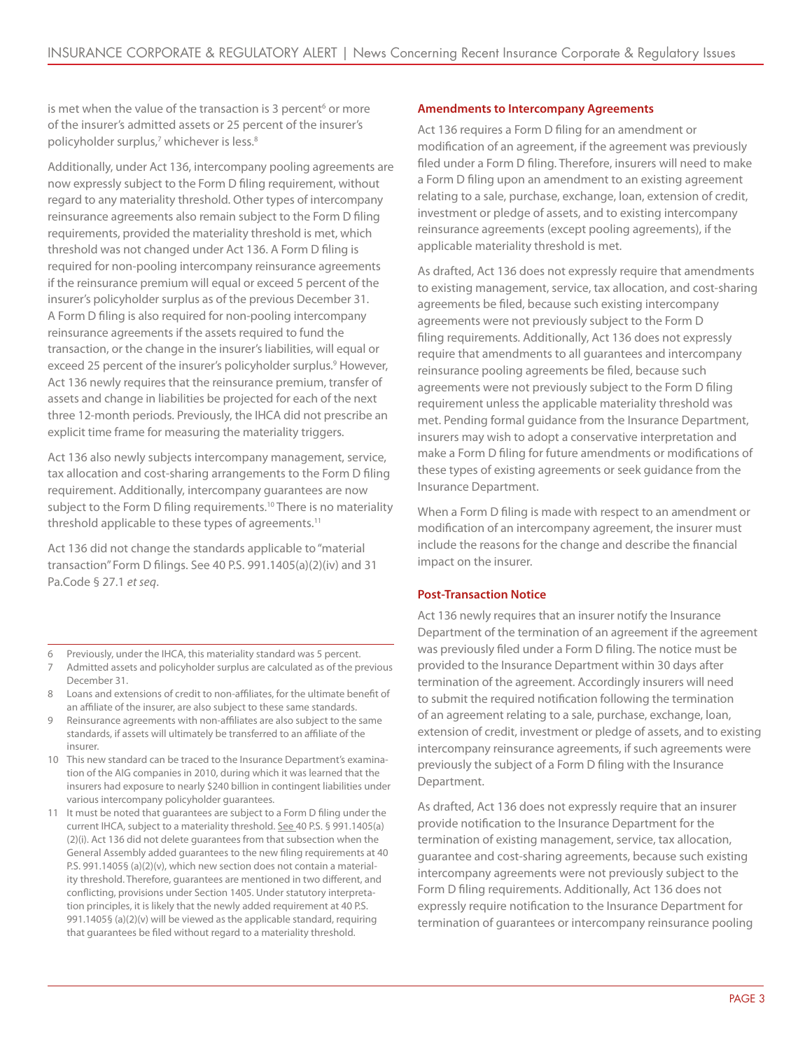is met when the value of the transaction is 3 percent[6] or more of the insurer's admitted assets or 25 percent of the insurer's policyholder surplus,[7] whichever is less.[8]

Additionally, under Act 136, intercompany pooling agreements are now expressly subject to the Form D filing requirement, without regard to any materiality threshold. Other types of intercompany reinsurance agreements also remain subject to the Form D filing requirements, provided the materiality threshold is met, which threshold was not changed under Act 136. A Form D filing is required for non-pooling intercompany reinsurance agreements if the reinsurance premium will equal or exceed 5 percent of the insurer's policyholder surplus as of the previous December 31. A Form D filing is also required for non-pooling intercompany reinsurance agreements if the assets required to fund the transaction, or the change in the insurer's liabilities, will equal or exceed 25 percent of the insurer's policyholder surplus.[9] However, Act 136 newly requires that the reinsurance premium, transfer of assets and change in liabilities be projected for each of the next three 12-month periods. Previously, the IHCA did not prescribe an explicit time frame for measuring the materiality triggers.

Act 136 also newly subjects intercompany management, service, tax allocation and cost-sharing arrangements to the Form D filing requirement. Additionally, intercompany guarantees are now subject to the Form D filing requirements.[10] There is no materiality threshold applicable to these types of agreements.[11]

Act 136 did not change the standards applicable to "material transaction" Form D filings. See 40 P.S. 991.1405(a)(2)(iv) and 31 Pa.Code § 27.1 *et seq*.

### Amendments to Intercompany Agreements

Act 136 requires a Form D filing for an amendment or modification of an agreement, if the agreement was previously filed under a Form D filing. Therefore, insurers will need to make a Form D filing upon an amendment to an existing agreement relating to a sale, purchase, exchange, loan, extension of credit, investment or pledge of assets, and to existing intercompany reinsurance agreements (except pooling agreements), if the applicable materiality threshold is met.

As drafted, Act 136 does not expressly require that amendments to existing management, service, tax allocation, and cost-sharing agreements be filed, because such existing intercompany agreements were not previously subject to the Form D filing requirements. Additionally, Act 136 does not expressly require that amendments to all guarantees and intercompany reinsurance pooling agreements be filed, because such agreements were not previously subject to the Form D filing requirement unless the applicable materiality threshold was met. Pending formal guidance from the Insurance Department, insurers may wish to adopt a conservative interpretation and make a Form D filing for future amendments or modifications of these types of existing agreements or seek guidance from the Insurance Department.

When a Form D filing is made with respect to an amendment or modification of an intercompany agreement, the insurer must include the reasons for the change and describe the financial impact on the insurer.

### Post-Transaction Notice

Act 136 newly requires that an insurer notify the Insurance Department of the termination of an agreement if the agreement was previously filed under a Form D filing. The notice must be provided to the Insurance Department within 30 days after termination of the agreement. Accordingly insurers will need to submit the required notification following the termination of an agreement relating to a sale, purchase, exchange, loan, extension of credit, investment or pledge of assets, and to existing intercompany reinsurance agreements, if such agreements were previously the subject of a Form D filing with the Insurance Department.

As drafted, Act 136 does not expressly require that an insurer provide notification to the Insurance Department for the termination of existing management, service, tax allocation, guarantee and cost-sharing agreements, because such existing intercompany agreements were not previously subject to the Form D filing requirements. Additionally, Act 136 does not expressly require notification to the Insurance Department for termination of guarantees or intercompany reinsurance pooling

---

6 Previously, under the IHCA, this materiality standard was 5 percent.

7 Admitted assets and policyholder surplus are calculated as of the previous December 31.

8 Loans and extensions of credit to non-affiliates, for the ultimate benefit of an affiliate of the insurer, are also subject to these same standards.

9 Reinsurance agreements with non-affiliates are also subject to the same standards, if assets will ultimately be transferred to an affiliate of the insurer.

10 This new standard can be traced to the Insurance Department's examination of the AIG companies in 2010, during which it was learned that the insurers had exposure to nearly $240 billion in contingent liabilities under various intercompany policyholder guarantees.

11 It must be noted that guarantees are subject to a Form D filing under the current IHCA, subject to a materiality threshold. See 40 P.S. § 991.1405(a)(2)(i). Act 136 did not delete guarantees from that subsection when the General Assembly added guarantees to the new filing requirements at 40 P.S. 991.1405§ (a)(2)(v), which new section does not contain a materiality threshold. Therefore, guarantees are mentioned in two different, and conflicting, provisions under Section 1405. Under statutory interpretation principles, it is likely that the newly added requirement at 40 P.S. 991.1405§ (a)(2)(v) will be viewed as the applicable standard, requiring that guarantees be filed without regard to a materiality threshold.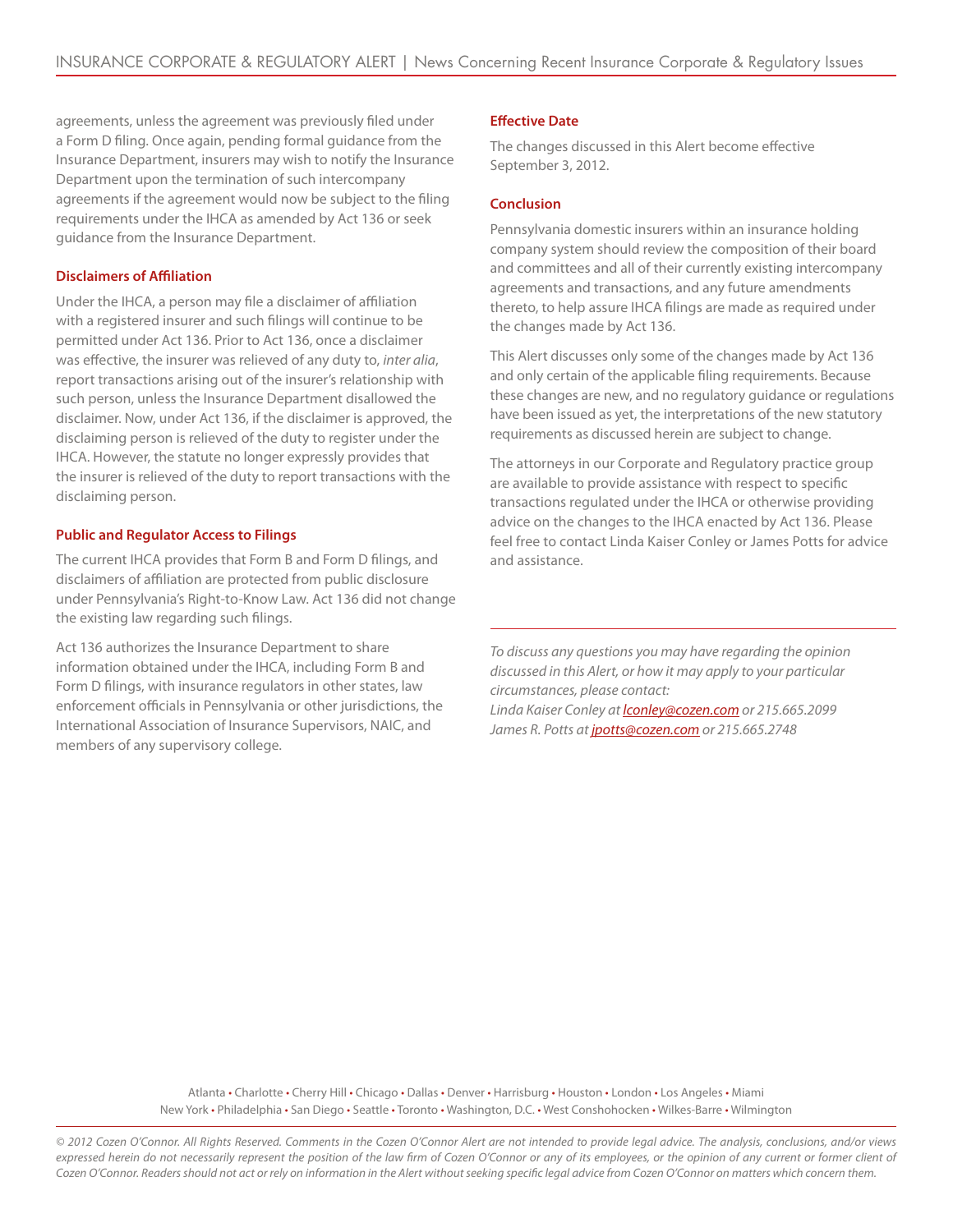agreements, unless the agreement was previously filed under a Form D filing. Once again, pending formal guidance from the Insurance Department, insurers may wish to notify the Insurance Department upon the termination of such intercompany agreements if the agreement would now be subject to the filing requirements under the IHCA as amended by Act 136 or seek guidance from the Insurance Department.

### Disclaimers of Affiliation

Under the IHCA, a person may file a disclaimer of affiliation with a registered insurer and such filings will continue to be permitted under Act 136. Prior to Act 136, once a disclaimer was effective, the insurer was relieved of any duty to, *inter alia*, report transactions arising out of the insurer's relationship with such person, unless the Insurance Department disallowed the disclaimer. Now, under Act 136, if the disclaimer is approved, the disclaiming person is relieved of the duty to register under the IHCA. However, the statute no longer expressly provides that the insurer is relieved of the duty to report transactions with the disclaiming person.

### Public and Regulator Access to Filings

The current IHCA provides that Form B and Form D filings, and disclaimers of affiliation are protected from public disclosure under Pennsylvania's Right-to-Know Law. Act 136 did not change the existing law regarding such filings.

Act 136 authorizes the Insurance Department to share information obtained under the IHCA, including Form B and Form D filings, with insurance regulators in other states, law enforcement officials in Pennsylvania or other jurisdictions, the International Association of Insurance Supervisors, NAIC, and members of any supervisory college.

### Effective Date

The changes discussed in this Alert become effective September 3, 2012.

### Conclusion

Pennsylvania domestic insurers within an insurance holding company system should review the composition of their board and committees and all of their currently existing intercompany agreements and transactions, and any future amendments thereto, to help assure IHCA filings are made as required under the changes made by Act 136.

This Alert discusses only some of the changes made by Act 136 and only certain of the applicable filing requirements. Because these changes are new, and no regulatory guidance or regulations have been issued as yet, the interpretations of the new statutory requirements as discussed herein are subject to change.

The attorneys in our Corporate and Regulatory practice group are available to provide assistance with respect to specific transactions regulated under the IHCA or otherwise providing advice on the changes to the IHCA enacted by Act 136. Please feel free to contact Linda Kaiser Conley or James Potts for advice and assistance.

---

*To discuss any questions you may have regarding the opinion discussed in this Alert, or how it may apply to your particular circumstances, please contact:*
*Linda Kaiser Conley at lconley@cozen.com or 215.665.2099*
*James R. Potts at jpotts@cozen.com or 215.665.2748*

Atlanta • Charlotte • Cherry Hill • Chicago • Dallas • Denver • Harrisburg • Houston • London • Los Angeles • Miami
New York • Philadelphia • San Diego • Seattle • Toronto • Washington, D.C. • West Conshohocken • Wilkes-Barre • Wilmington

*© 2012 Cozen O'Connor. All Rights Reserved. Comments in the Cozen O'Connor Alert are not intended to provide legal advice. The analysis, conclusions, and/or views expressed herein do not necessarily represent the position of the law firm of Cozen O'Connor or any of its employees, or the opinion of any current or former client of Cozen O'Connor. Readers should not act or rely on information in the Alert without seeking specific legal advice from Cozen O'Connor on matters which concern them.*